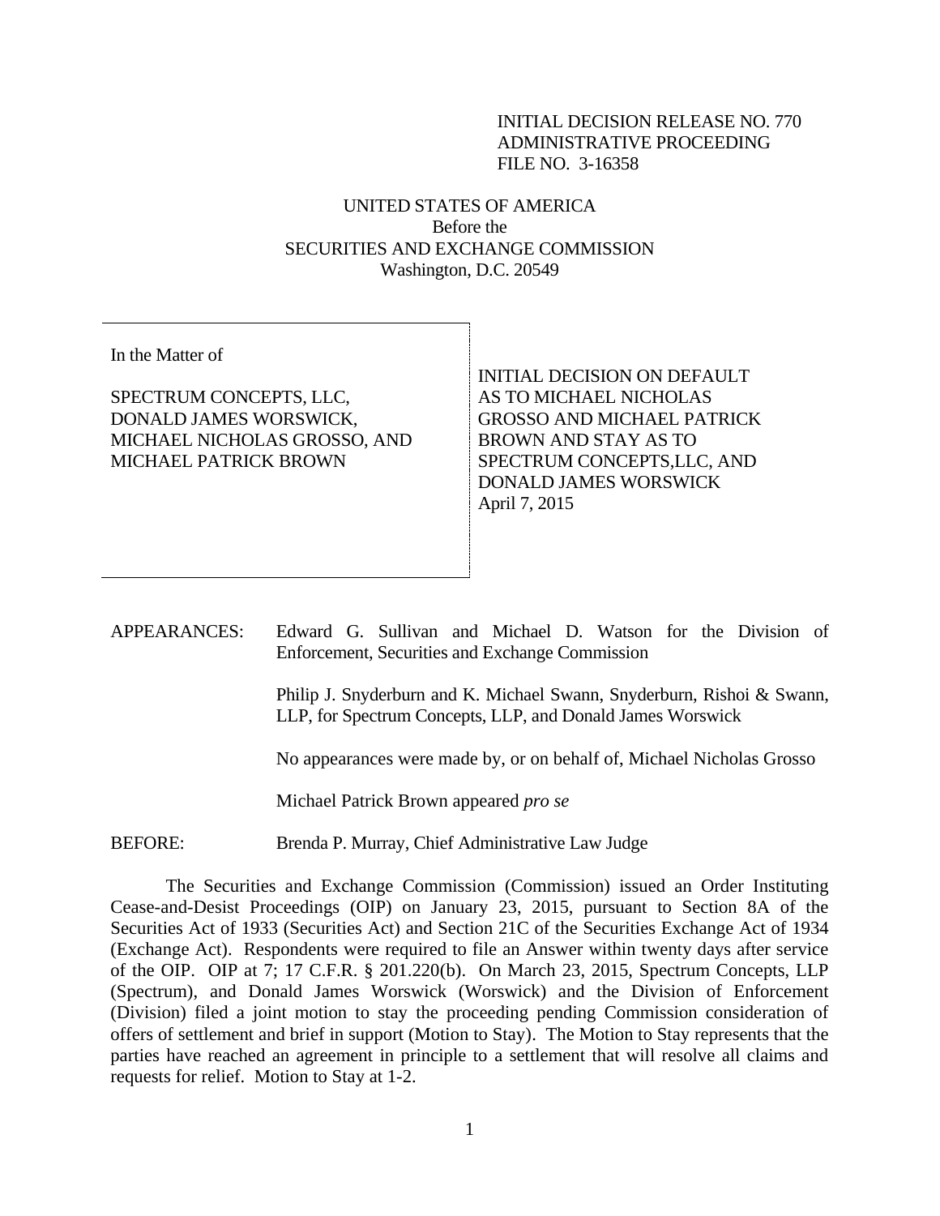INITIAL DECISION RELEASE NO. 770
ADMINISTRATIVE PROCEEDING
FILE NO. 3-16358

UNITED STATES OF AMERICA
Before the
SECURITIES AND EXCHANGE COMMISSION
Washington, D.C. 20549

| | |
|---|---|
| In the Matter of<br><br>SPECTRUM CONCEPTS, LLC,<br>DONALD JAMES WORSWICK,<br>MICHAEL NICHOLAS GROSSO, AND<br>MICHAEL PATRICK BROWN | INITIAL DECISION ON DEFAULT AS TO MICHAEL NICHOLAS GROSSO AND MICHAEL PATRICK BROWN AND STAY AS TO SPECTRUM CONCEPTS,LLC, AND DONALD JAMES WORSWICK<br>April 7, 2015 |

APPEARANCES: Edward G. Sullivan and Michael D. Watson for the Division of Enforcement, Securities and Exchange Commission

Philip J. Snyderburn and K. Michael Swann, Snyderburn, Rishoi & Swann, LLP, for Spectrum Concepts, LLP, and Donald James Worswick

No appearances were made by, or on behalf of, Michael Nicholas Grosso

Michael Patrick Brown appeared *pro se*

BEFORE: Brenda P. Murray, Chief Administrative Law Judge

The Securities and Exchange Commission (Commission) issued an Order Instituting Cease-and-Desist Proceedings (OIP) on January 23, 2015, pursuant to Section 8A of the Securities Act of 1933 (Securities Act) and Section 21C of the Securities Exchange Act of 1934 (Exchange Act). Respondents were required to file an Answer within twenty days after service of the OIP. OIP at 7; 17 C.F.R. § 201.220(b). On March 23, 2015, Spectrum Concepts, LLP (Spectrum), and Donald James Worswick (Worswick) and the Division of Enforcement (Division) filed a joint motion to stay the proceeding pending Commission consideration of offers of settlement and brief in support (Motion to Stay). The Motion to Stay represents that the parties have reached an agreement in principle to a settlement that will resolve all claims and requests for relief. Motion to Stay at 1-2.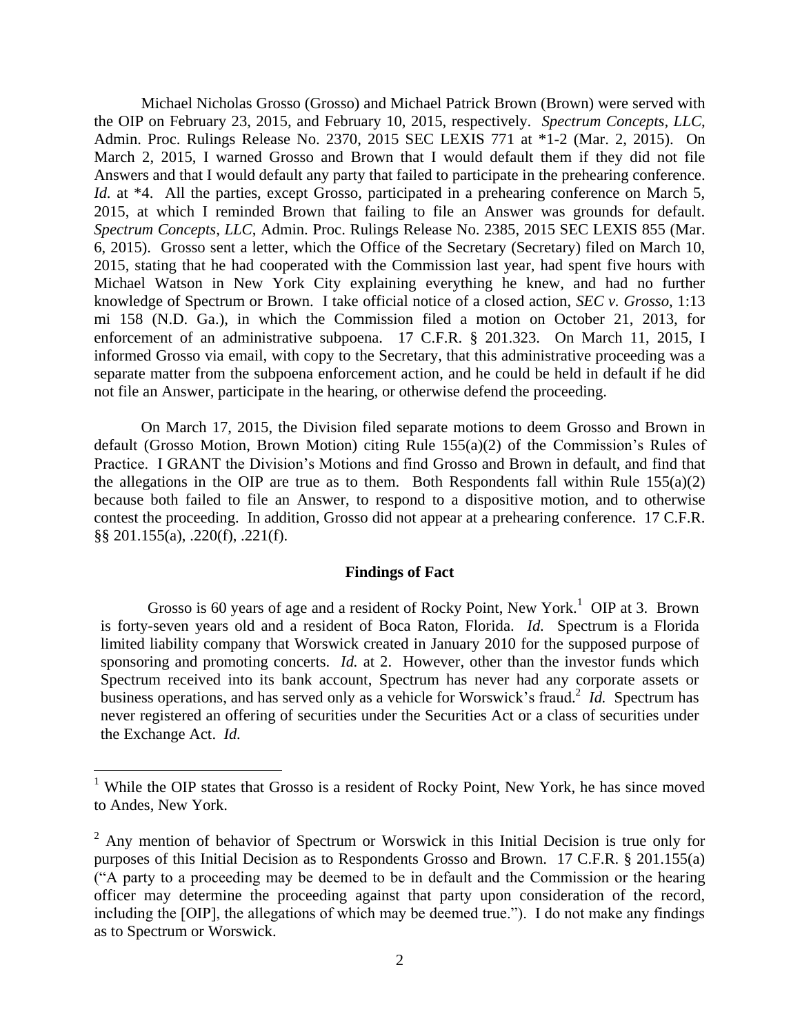Michael Nicholas Grosso (Grosso) and Michael Patrick Brown (Brown) were served with the OIP on February 23, 2015, and February 10, 2015, respectively. *Spectrum Concepts, LLC*, Admin. Proc. Rulings Release No. 2370, 2015 SEC LEXIS 771 at *1-2 (Mar. 2, 2015). On March 2, 2015, I warned Grosso and Brown that I would default them if they did not file Answers and that I would default any party that failed to participate in the prehearing conference. *Id.* at *4. All the parties, except Grosso, participated in a prehearing conference on March 5, 2015, at which I reminded Brown that failing to file an Answer was grounds for default. *Spectrum Concepts, LLC*, Admin. Proc. Rulings Release No. 2385, 2015 SEC LEXIS 855 (Mar. 6, 2015). Grosso sent a letter, which the Office of the Secretary (Secretary) filed on March 10, 2015, stating that he had cooperated with the Commission last year, had spent five hours with Michael Watson in New York City explaining everything he knew, and had no further knowledge of Spectrum or Brown. I take official notice of a closed action, *SEC v. Grosso*, 1:13 mi 158 (N.D. Ga.), in which the Commission filed a motion on October 21, 2013, for enforcement of an administrative subpoena. 17 C.F.R. § 201.323. On March 11, 2015, I informed Grosso via email, with copy to the Secretary, that this administrative proceeding was a separate matter from the subpoena enforcement action, and he could be held in default if he did not file an Answer, participate in the hearing, or otherwise defend the proceeding.

On March 17, 2015, the Division filed separate motions to deem Grosso and Brown in default (Grosso Motion, Brown Motion) citing Rule 155(a)(2) of the Commission's Rules of Practice. I GRANT the Division's Motions and find Grosso and Brown in default, and find that the allegations in the OIP are true as to them. Both Respondents fall within Rule 155(a)(2) because both failed to file an Answer, to respond to a dispositive motion, and to otherwise contest the proceeding. In addition, Grosso did not appear at a prehearing conference. 17 C.F.R. §§ 201.155(a), .220(f), .221(f).

**Findings of Fact**

Grosso is 60 years of age and a resident of Rocky Point, New York.[1] OIP at 3. Brown is forty-seven years old and a resident of Boca Raton, Florida. *Id.* Spectrum is a Florida limited liability company that Worswick created in January 2010 for the supposed purpose of sponsoring and promoting concerts. *Id.* at 2. However, other than the investor funds which Spectrum received into its bank account, Spectrum has never had any corporate assets or business operations, and has served only as a vehicle for Worswick's fraud.[2] *Id.* Spectrum has never registered an offering of securities under the Securities Act or a class of securities under the Exchange Act. *Id.*

[1] While the OIP states that Grosso is a resident of Rocky Point, New York, he has since moved to Andes, New York.

[2] Any mention of behavior of Spectrum or Worswick in this Initial Decision is true only for purposes of this Initial Decision as to Respondents Grosso and Brown. 17 C.F.R. § 201.155(a) ("A party to a proceeding may be deemed to be in default and the Commission or the hearing officer may determine the proceeding against that party upon consideration of the record, including the [OIP], the allegations of which may be deemed true."). I do not make any findings as to Spectrum or Worswick.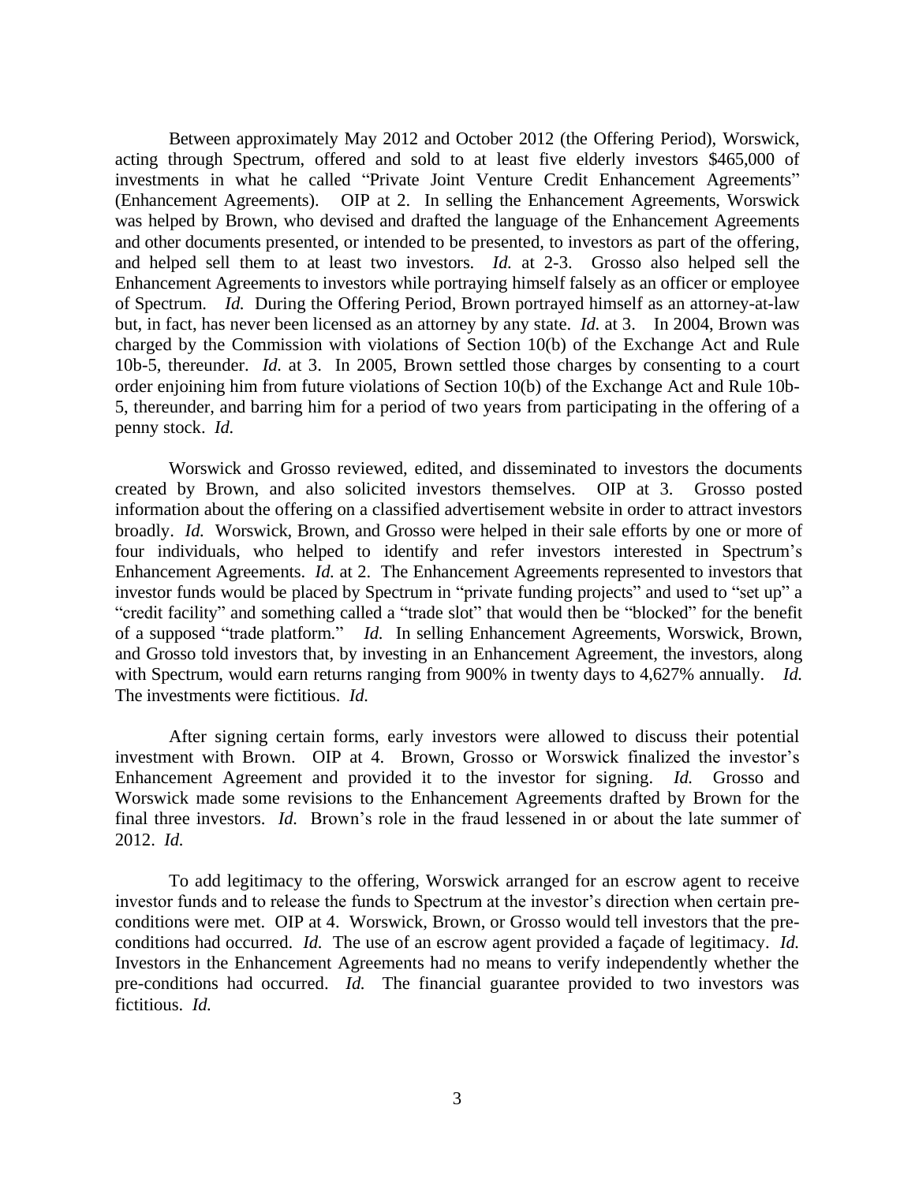Between approximately May 2012 and October 2012 (the Offering Period), Worswick, acting through Spectrum, offered and sold to at least five elderly investors \$465,000 of investments in what he called "Private Joint Venture Credit Enhancement Agreements" (Enhancement Agreements). OIP at 2. In selling the Enhancement Agreements, Worswick was helped by Brown, who devised and drafted the language of the Enhancement Agreements and other documents presented, or intended to be presented, to investors as part of the offering, and helped sell them to at least two investors. *Id.* at 2-3. Grosso also helped sell the Enhancement Agreements to investors while portraying himself falsely as an officer or employee of Spectrum. *Id.* During the Offering Period, Brown portrayed himself as an attorney-at-law but, in fact, has never been licensed as an attorney by any state. *Id.* at 3. In 2004, Brown was charged by the Commission with violations of Section 10(b) of the Exchange Act and Rule 10b-5, thereunder. *Id.* at 3. In 2005, Brown settled those charges by consenting to a court order enjoining him from future violations of Section 10(b) of the Exchange Act and Rule 10b-5, thereunder, and barring him for a period of two years from participating in the offering of a penny stock. *Id.*

Worswick and Grosso reviewed, edited, and disseminated to investors the documents created by Brown, and also solicited investors themselves. OIP at 3. Grosso posted information about the offering on a classified advertisement website in order to attract investors broadly. *Id.* Worswick, Brown, and Grosso were helped in their sale efforts by one or more of four individuals, who helped to identify and refer investors interested in Spectrum's Enhancement Agreements. *Id.* at 2. The Enhancement Agreements represented to investors that investor funds would be placed by Spectrum in "private funding projects" and used to "set up" a "credit facility" and something called a "trade slot" that would then be "blocked" for the benefit of a supposed "trade platform." *Id.* In selling Enhancement Agreements, Worswick, Brown, and Grosso told investors that, by investing in an Enhancement Agreement, the investors, along with Spectrum, would earn returns ranging from 900% in twenty days to 4,627% annually. *Id.* The investments were fictitious. *Id.*

After signing certain forms, early investors were allowed to discuss their potential investment with Brown. OIP at 4. Brown, Grosso or Worswick finalized the investor's Enhancement Agreement and provided it to the investor for signing. *Id.* Grosso and Worswick made some revisions to the Enhancement Agreements drafted by Brown for the final three investors. *Id.* Brown's role in the fraud lessened in or about the late summer of 2012. *Id.*

To add legitimacy to the offering, Worswick arranged for an escrow agent to receive investor funds and to release the funds to Spectrum at the investor's direction when certain pre-conditions were met. OIP at 4. Worswick, Brown, or Grosso would tell investors that the pre-conditions had occurred. *Id.* The use of an escrow agent provided a façade of legitimacy. *Id.* Investors in the Enhancement Agreements had no means to verify independently whether the pre-conditions had occurred. *Id.* The financial guarantee provided to two investors was fictitious. *Id.*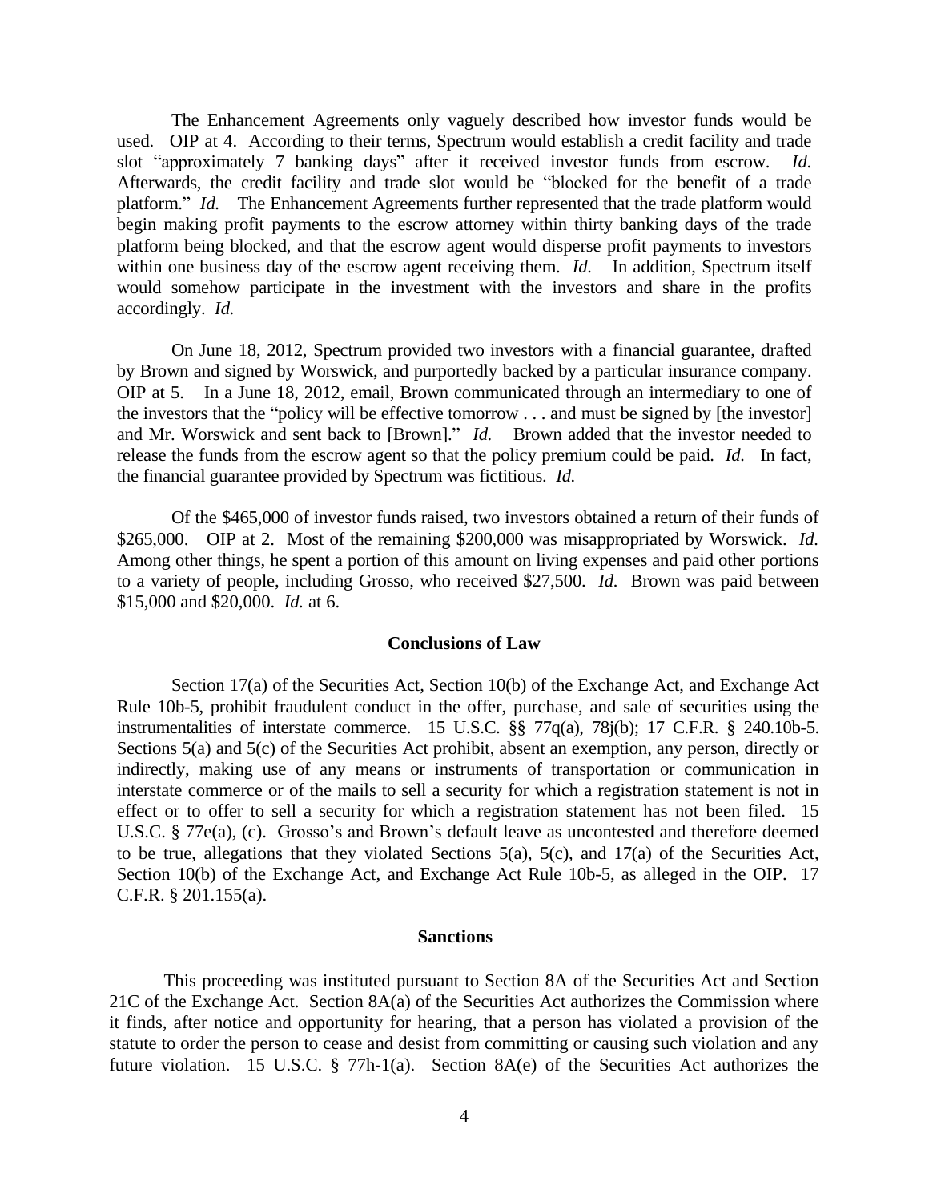The Enhancement Agreements only vaguely described how investor funds would be used. OIP at 4. According to their terms, Spectrum would establish a credit facility and trade slot "approximately 7 banking days" after it received investor funds from escrow. *Id.* Afterwards, the credit facility and trade slot would be "blocked for the benefit of a trade platform." *Id.* The Enhancement Agreements further represented that the trade platform would begin making profit payments to the escrow attorney within thirty banking days of the trade platform being blocked, and that the escrow agent would disperse profit payments to investors within one business day of the escrow agent receiving them. *Id.* In addition, Spectrum itself would somehow participate in the investment with the investors and share in the profits accordingly. *Id.*

On June 18, 2012, Spectrum provided two investors with a financial guarantee, drafted by Brown and signed by Worswick, and purportedly backed by a particular insurance company. OIP at 5. In a June 18, 2012, email, Brown communicated through an intermediary to one of the investors that the "policy will be effective tomorrow . . . and must be signed by [the investor] and Mr. Worswick and sent back to [Brown]." *Id.* Brown added that the investor needed to release the funds from the escrow agent so that the policy premium could be paid. *Id.* In fact, the financial guarantee provided by Spectrum was fictitious. *Id.*

Of the $465,000 of investor funds raised, two investors obtained a return of their funds of $265,000. OIP at 2. Most of the remaining $200,000 was misappropriated by Worswick. *Id.* Among other things, he spent a portion of this amount on living expenses and paid other portions to a variety of people, including Grosso, who received $27,500. *Id.* Brown was paid between $15,000 and $20,000. *Id.* at 6.

## Conclusions of Law

Section 17(a) of the Securities Act, Section 10(b) of the Exchange Act, and Exchange Act Rule 10b-5, prohibit fraudulent conduct in the offer, purchase, and sale of securities using the instrumentalities of interstate commerce. 15 U.S.C. §§ 77q(a), 78j(b); 17 C.F.R. § 240.10b-5. Sections 5(a) and 5(c) of the Securities Act prohibit, absent an exemption, any person, directly or indirectly, making use of any means or instruments of transportation or communication in interstate commerce or of the mails to sell a security for which a registration statement is not in effect or to offer to sell a security for which a registration statement has not been filed. 15 U.S.C. § 77e(a), (c). Grosso's and Brown's default leave as uncontested and therefore deemed to be true, allegations that they violated Sections 5(a), 5(c), and 17(a) of the Securities Act, Section 10(b) of the Exchange Act, and Exchange Act Rule 10b-5, as alleged in the OIP. 17 C.F.R. § 201.155(a).

## Sanctions

This proceeding was instituted pursuant to Section 8A of the Securities Act and Section 21C of the Exchange Act. Section 8A(a) of the Securities Act authorizes the Commission where it finds, after notice and opportunity for hearing, that a person has violated a provision of the statute to order the person to cease and desist from committing or causing such violation and any future violation. 15 U.S.C. § 77h-1(a). Section 8A(e) of the Securities Act authorizes the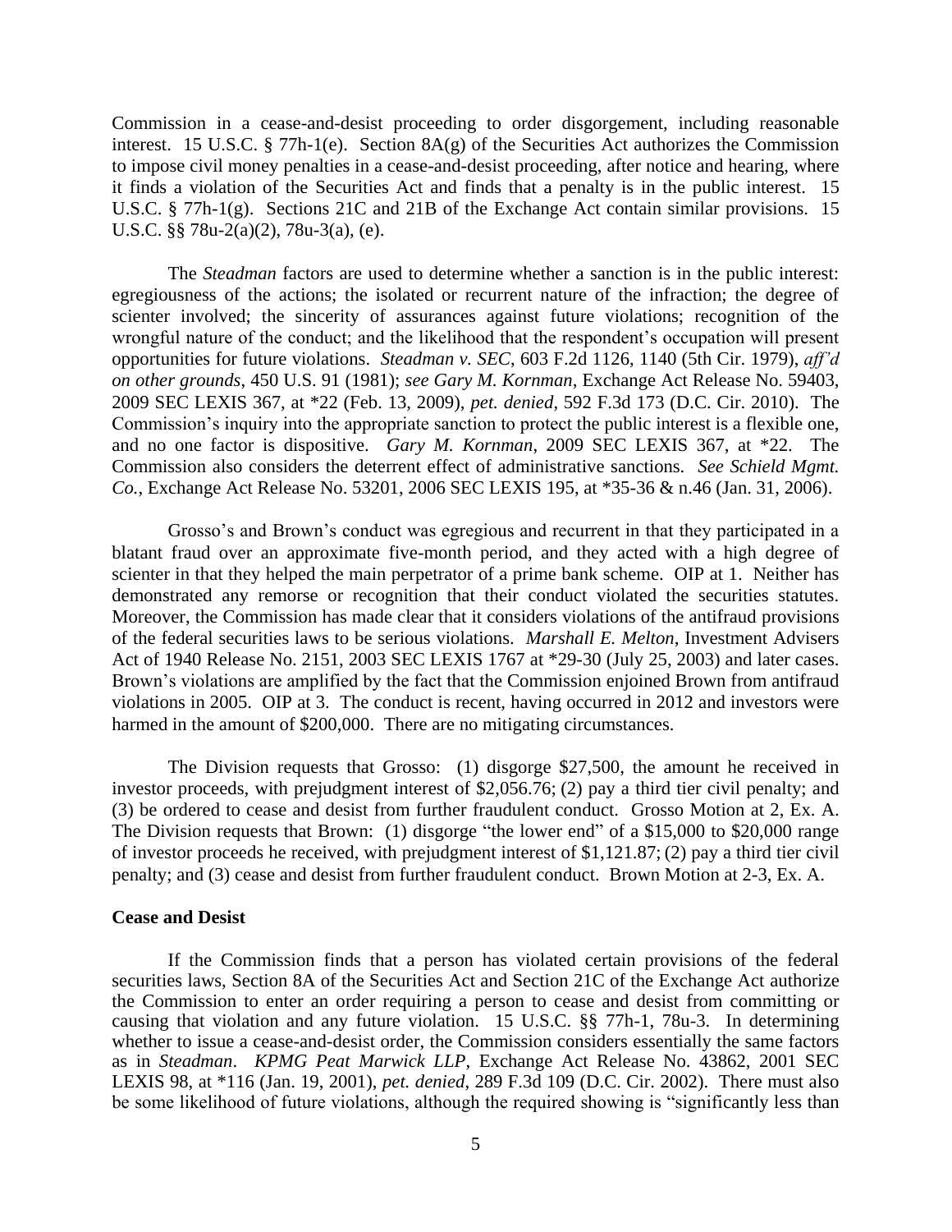Commission in a cease-and-desist proceeding to order disgorgement, including reasonable interest. 15 U.S.C. § 77h-1(e). Section 8A(g) of the Securities Act authorizes the Commission to impose civil money penalties in a cease-and-desist proceeding, after notice and hearing, where it finds a violation of the Securities Act and finds that a penalty is in the public interest. 15 U.S.C. § 77h-1(g). Sections 21C and 21B of the Exchange Act contain similar provisions. 15 U.S.C. §§ 78u-2(a)(2), 78u-3(a), (e).

The *Steadman* factors are used to determine whether a sanction is in the public interest: egregiousness of the actions; the isolated or recurrent nature of the infraction; the degree of scienter involved; the sincerity of assurances against future violations; recognition of the wrongful nature of the conduct; and the likelihood that the respondent's occupation will present opportunities for future violations. *Steadman v. SEC*, 603 F.2d 1126, 1140 (5th Cir. 1979), *aff'd on other grounds*, 450 U.S. 91 (1981); *see Gary M. Kornman*, Exchange Act Release No. 59403, 2009 SEC LEXIS 367, at *22 (Feb. 13, 2009), *pet. denied*, 592 F.3d 173 (D.C. Cir. 2010). The Commission's inquiry into the appropriate sanction to protect the public interest is a flexible one, and no one factor is dispositive. *Gary M. Kornman*, 2009 SEC LEXIS 367, at *22. The Commission also considers the deterrent effect of administrative sanctions. *See Schield Mgmt. Co.*, Exchange Act Release No. 53201, 2006 SEC LEXIS 195, at *35-36 & n.46 (Jan. 31, 2006).

Grosso's and Brown's conduct was egregious and recurrent in that they participated in a blatant fraud over an approximate five-month period, and they acted with a high degree of scienter in that they helped the main perpetrator of a prime bank scheme. OIP at 1. Neither has demonstrated any remorse or recognition that their conduct violated the securities statutes. Moreover, the Commission has made clear that it considers violations of the antifraud provisions of the federal securities laws to be serious violations. *Marshall E. Melton*, Investment Advisers Act of 1940 Release No. 2151, 2003 SEC LEXIS 1767 at *29-30 (July 25, 2003) and later cases. Brown's violations are amplified by the fact that the Commission enjoined Brown from antifraud violations in 2005. OIP at 3. The conduct is recent, having occurred in 2012 and investors were harmed in the amount of $200,000. There are no mitigating circumstances.

The Division requests that Grosso: (1) disgorge $27,500, the amount he received in investor proceeds, with prejudgment interest of $2,056.76; (2) pay a third tier civil penalty; and (3) be ordered to cease and desist from further fraudulent conduct. Grosso Motion at 2, Ex. A. The Division requests that Brown: (1) disgorge "the lower end" of a $15,000 to $20,000 range of investor proceeds he received, with prejudgment interest of $1,121.87; (2) pay a third tier civil penalty; and (3) cease and desist from further fraudulent conduct. Brown Motion at 2-3, Ex. A.

**Cease and Desist**

If the Commission finds that a person has violated certain provisions of the federal securities laws, Section 8A of the Securities Act and Section 21C of the Exchange Act authorize the Commission to enter an order requiring a person to cease and desist from committing or causing that violation and any future violation. 15 U.S.C. §§ 77h-1, 78u-3. In determining whether to issue a cease-and-desist order, the Commission considers essentially the same factors as in *Steadman*. *KPMG Peat Marwick LLP*, Exchange Act Release No. 43862, 2001 SEC LEXIS 98, at *116 (Jan. 19, 2001), *pet. denied*, 289 F.3d 109 (D.C. Cir. 2002). There must also be some likelihood of future violations, although the required showing is "significantly less than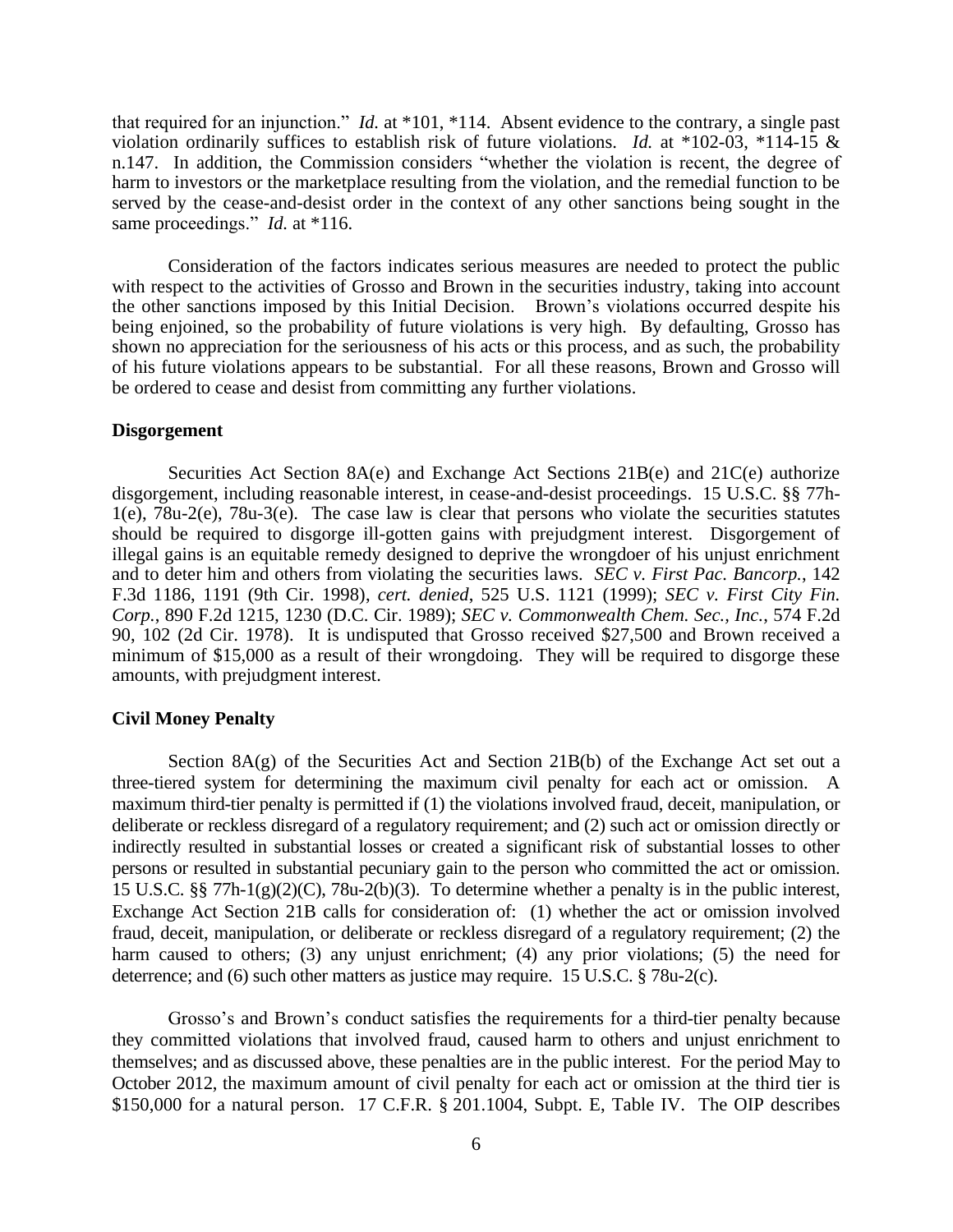that required for an injunction." *Id.* at *101, *114. Absent evidence to the contrary, a single past violation ordinarily suffices to establish risk of future violations. *Id.* at *102-03, *114-15 & n.147. In addition, the Commission considers "whether the violation is recent, the degree of harm to investors or the marketplace resulting from the violation, and the remedial function to be served by the cease-and-desist order in the context of any other sanctions being sought in the same proceedings." *Id.* at *116.

Consideration of the factors indicates serious measures are needed to protect the public with respect to the activities of Grosso and Brown in the securities industry, taking into account the other sanctions imposed by this Initial Decision. Brown's violations occurred despite his being enjoined, so the probability of future violations is very high. By defaulting, Grosso has shown no appreciation for the seriousness of his acts or this process, and as such, the probability of his future violations appears to be substantial. For all these reasons, Brown and Grosso will be ordered to cease and desist from committing any further violations.

**Disgorgement**

Securities Act Section 8A(e) and Exchange Act Sections 21B(e) and 21C(e) authorize disgorgement, including reasonable interest, in cease-and-desist proceedings. 15 U.S.C. §§ 77h-1(e), 78u-2(e), 78u-3(e). The case law is clear that persons who violate the securities statutes should be required to disgorge ill-gotten gains with prejudgment interest. Disgorgement of illegal gains is an equitable remedy designed to deprive the wrongdoer of his unjust enrichment and to deter him and others from violating the securities laws. *SEC v. First Pac. Bancorp.*, 142 F.3d 1186, 1191 (9th Cir. 1998), *cert. denied*, 525 U.S. 1121 (1999); *SEC v. First City Fin. Corp.*, 890 F.2d 1215, 1230 (D.C. Cir. 1989); *SEC v. Commonwealth Chem. Sec., Inc.*, 574 F.2d 90, 102 (2d Cir. 1978). It is undisputed that Grosso received $27,500 and Brown received a minimum of $15,000 as a result of their wrongdoing. They will be required to disgorge these amounts, with prejudgment interest.

**Civil Money Penalty**

Section 8A(g) of the Securities Act and Section 21B(b) of the Exchange Act set out a three-tiered system for determining the maximum civil penalty for each act or omission. A maximum third-tier penalty is permitted if (1) the violations involved fraud, deceit, manipulation, or deliberate or reckless disregard of a regulatory requirement; and (2) such act or omission directly or indirectly resulted in substantial losses or created a significant risk of substantial losses to other persons or resulted in substantial pecuniary gain to the person who committed the act or omission. 15 U.S.C. §§ 77h-1(g)(2)(C), 78u-2(b)(3). To determine whether a penalty is in the public interest, Exchange Act Section 21B calls for consideration of: (1) whether the act or omission involved fraud, deceit, manipulation, or deliberate or reckless disregard of a regulatory requirement; (2) the harm caused to others; (3) any unjust enrichment; (4) any prior violations; (5) the need for deterrence; and (6) such other matters as justice may require. 15 U.S.C. § 78u-2(c).

Grosso's and Brown's conduct satisfies the requirements for a third-tier penalty because they committed violations that involved fraud, caused harm to others and unjust enrichment to themselves; and as discussed above, these penalties are in the public interest. For the period May to October 2012, the maximum amount of civil penalty for each act or omission at the third tier is $150,000 for a natural person. 17 C.F.R. § 201.1004, Subpt. E, Table IV. The OIP describes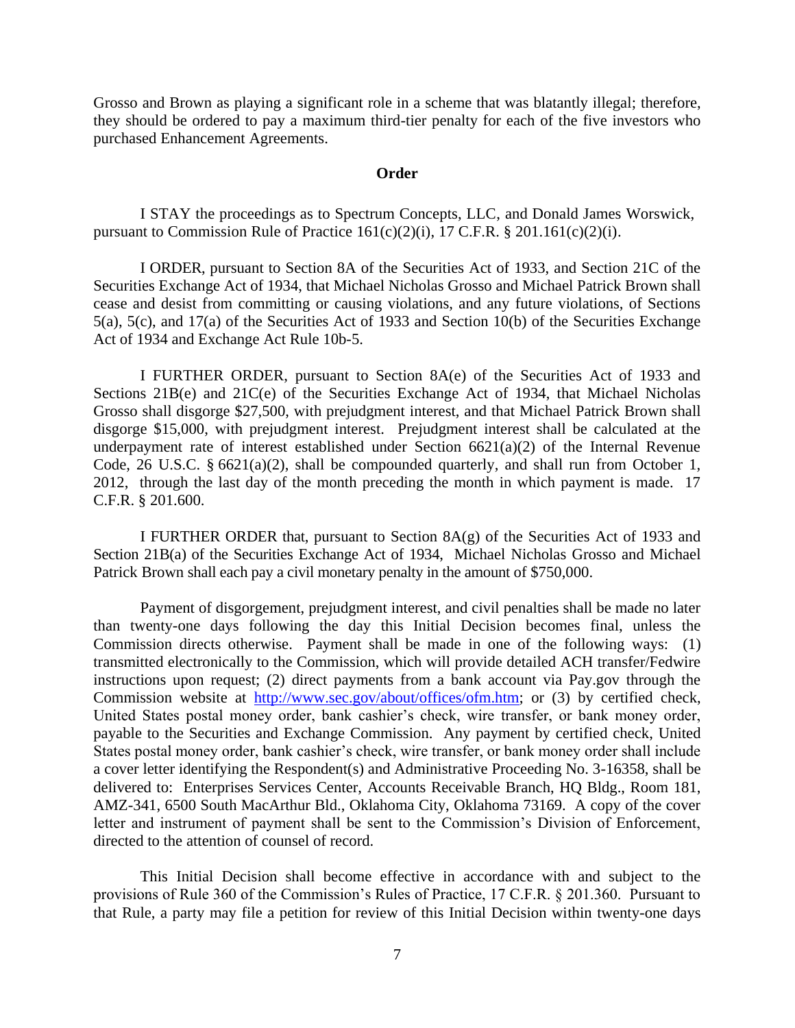Grosso and Brown as playing a significant role in a scheme that was blatantly illegal; therefore, they should be ordered to pay a maximum third-tier penalty for each of the five investors who purchased Enhancement Agreements.

## Order

I STAY the proceedings as to Spectrum Concepts, LLC, and Donald James Worswick, pursuant to Commission Rule of Practice 161(c)(2)(i), 17 C.F.R. § 201.161(c)(2)(i).

I ORDER, pursuant to Section 8A of the Securities Act of 1933, and Section 21C of the Securities Exchange Act of 1934, that Michael Nicholas Grosso and Michael Patrick Brown shall cease and desist from committing or causing violations, and any future violations, of Sections 5(a), 5(c), and 17(a) of the Securities Act of 1933 and Section 10(b) of the Securities Exchange Act of 1934 and Exchange Act Rule 10b-5.

I FURTHER ORDER, pursuant to Section 8A(e) of the Securities Act of 1933 and Sections 21B(e) and 21C(e) of the Securities Exchange Act of 1934, that Michael Nicholas Grosso shall disgorge $27,500, with prejudgment interest, and that Michael Patrick Brown shall disgorge $15,000, with prejudgment interest. Prejudgment interest shall be calculated at the underpayment rate of interest established under Section 6621(a)(2) of the Internal Revenue Code, 26 U.S.C. § 6621(a)(2), shall be compounded quarterly, and shall run from October 1, 2012, through the last day of the month preceding the month in which payment is made. 17 C.F.R. § 201.600.

I FURTHER ORDER that, pursuant to Section 8A(g) of the Securities Act of 1933 and Section 21B(a) of the Securities Exchange Act of 1934, Michael Nicholas Grosso and Michael Patrick Brown shall each pay a civil monetary penalty in the amount of $750,000.

Payment of disgorgement, prejudgment interest, and civil penalties shall be made no later than twenty-one days following the day this Initial Decision becomes final, unless the Commission directs otherwise. Payment shall be made in one of the following ways: (1) transmitted electronically to the Commission, which will provide detailed ACH transfer/Fedwire instructions upon request; (2) direct payments from a bank account via Pay.gov through the Commission website at http://www.sec.gov/about/offices/ofm.htm; or (3) by certified check, United States postal money order, bank cashier's check, wire transfer, or bank money order, payable to the Securities and Exchange Commission. Any payment by certified check, United States postal money order, bank cashier's check, wire transfer, or bank money order shall include a cover letter identifying the Respondent(s) and Administrative Proceeding No. 3-16358, shall be delivered to: Enterprises Services Center, Accounts Receivable Branch, HQ Bldg., Room 181, AMZ-341, 6500 South MacArthur Bld., Oklahoma City, Oklahoma 73169. A copy of the cover letter and instrument of payment shall be sent to the Commission's Division of Enforcement, directed to the attention of counsel of record.

This Initial Decision shall become effective in accordance with and subject to the provisions of Rule 360 of the Commission's Rules of Practice, 17 C.F.R. § 201.360. Pursuant to that Rule, a party may file a petition for review of this Initial Decision within twenty-one days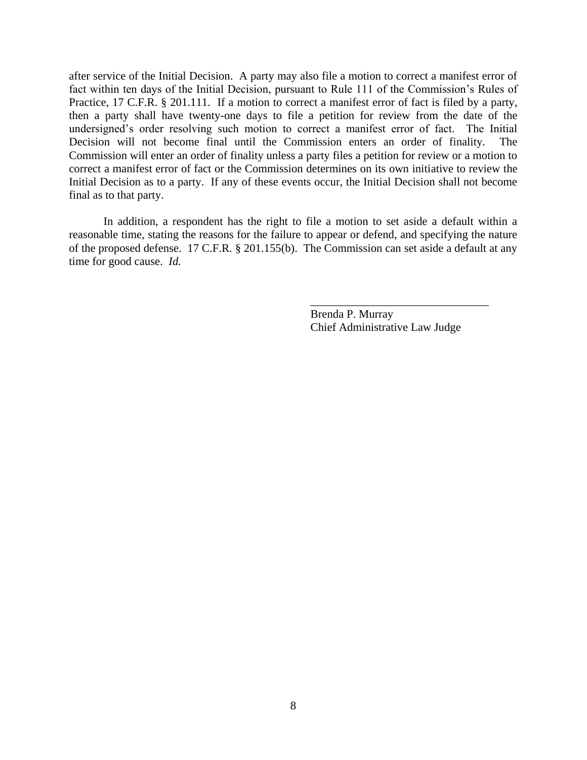after service of the Initial Decision. A party may also file a motion to correct a manifest error of fact within ten days of the Initial Decision, pursuant to Rule 111 of the Commission's Rules of Practice, 17 C.F.R. § 201.111. If a motion to correct a manifest error of fact is filed by a party, then a party shall have twenty-one days to file a petition for review from the date of the undersigned's order resolving such motion to correct a manifest error of fact. The Initial Decision will not become final until the Commission enters an order of finality. The Commission will enter an order of finality unless a party files a petition for review or a motion to correct a manifest error of fact or the Commission determines on its own initiative to review the Initial Decision as to a party. If any of these events occur, the Initial Decision shall not become final as to that party.

In addition, a respondent has the right to file a motion to set aside a default within a reasonable time, stating the reasons for the failure to appear or defend, and specifying the nature of the proposed defense. 17 C.F.R. § 201.155(b). The Commission can set aside a default at any time for good cause. *Id.*

\_\_\_\_\_\_\_\_\_\_\_\_\_\_\_\_\_\_\_\_\_\_\_\_\_\_\_\_\_\_\_\_

Brenda P. Murray
Chief Administrative Law Judge